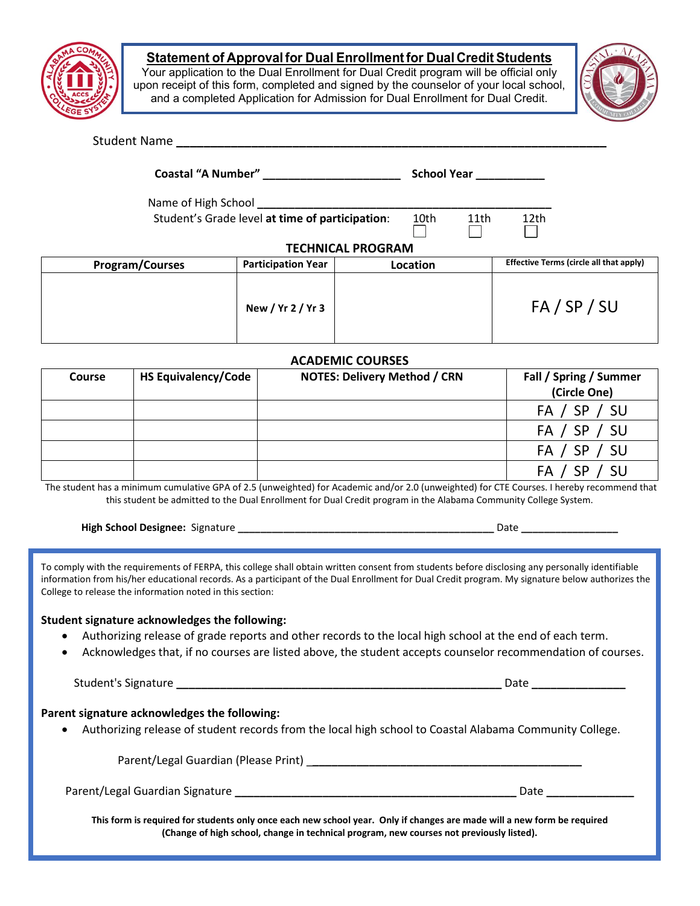# Statement of Approval for Dual Enrollment for Dual Credit Students

Your application to the Dual Enrollment for Dual Credit program will be official only upon receipt of this form, completed and signed by the counselor of your local school, and a completed Application for Admission for Dual Enrollment for Dual Credit.

Student Name ___________________________________________________________

**Coastal "A Number"** ____________________ **School Year** __________

Name of High School ____________________________________________

Student's Grade level **at time of participation**: 10th ☐ 11th ☐ 12th ☐

## TECHNICAL PROGRAM

| Program/Courses | Participation Year | Location | Effective Terms (circle all that apply) |
|---|---|---|---|
| | New / Yr 2 / Yr 3 | | FA / SP / SU |

## ACADEMIC COURSES

| Course | HS Equivalency/Code | NOTES: Delivery Method / CRN | Fall / Spring / Summer (Circle One) |
|---|---|---|---|
| | | | FA / SP / SU |
| | | | FA / SP / SU |
| | | | FA / SP / SU |
| | | | FA / SP / SU |

The student has a minimum cumulative GPA of 2.5 (unweighted) for Academic and/or 2.0 (unweighted) for CTE Courses. I hereby recommend that this student be admitted to the Dual Enrollment for Dual Credit program in the Alabama Community College System.

**High School Designee:** Signature ________________________________________ Date _______________

To comply with the requirements of FERPA, this college shall obtain written consent from students before disclosing any personally identifiable information from his/her educational records. As a participant of the Dual Enrollment for Dual Credit program. My signature below authorizes the College to release the information noted in this section:

**Student signature acknowledges the following:**

- Authorizing release of grade reports and other records to the local high school at the end of each term.
- Acknowledges that, if no courses are listed above, the student accepts counselor recommendation of courses.

Student's Signature ___________________________________________________ Date _______________

**Parent signature acknowledges the following:**

- Authorizing release of student records from the local high school to Coastal Alabama Community College.

Parent/Legal Guardian (Please Print) ____________________________________________

Parent/Legal Guardian Signature ____________________________________________ Date _____________

**This form is required for students only once each new school year. Only if changes are made will a new form be required (Change of high school, change in technical program, new courses not previously listed).**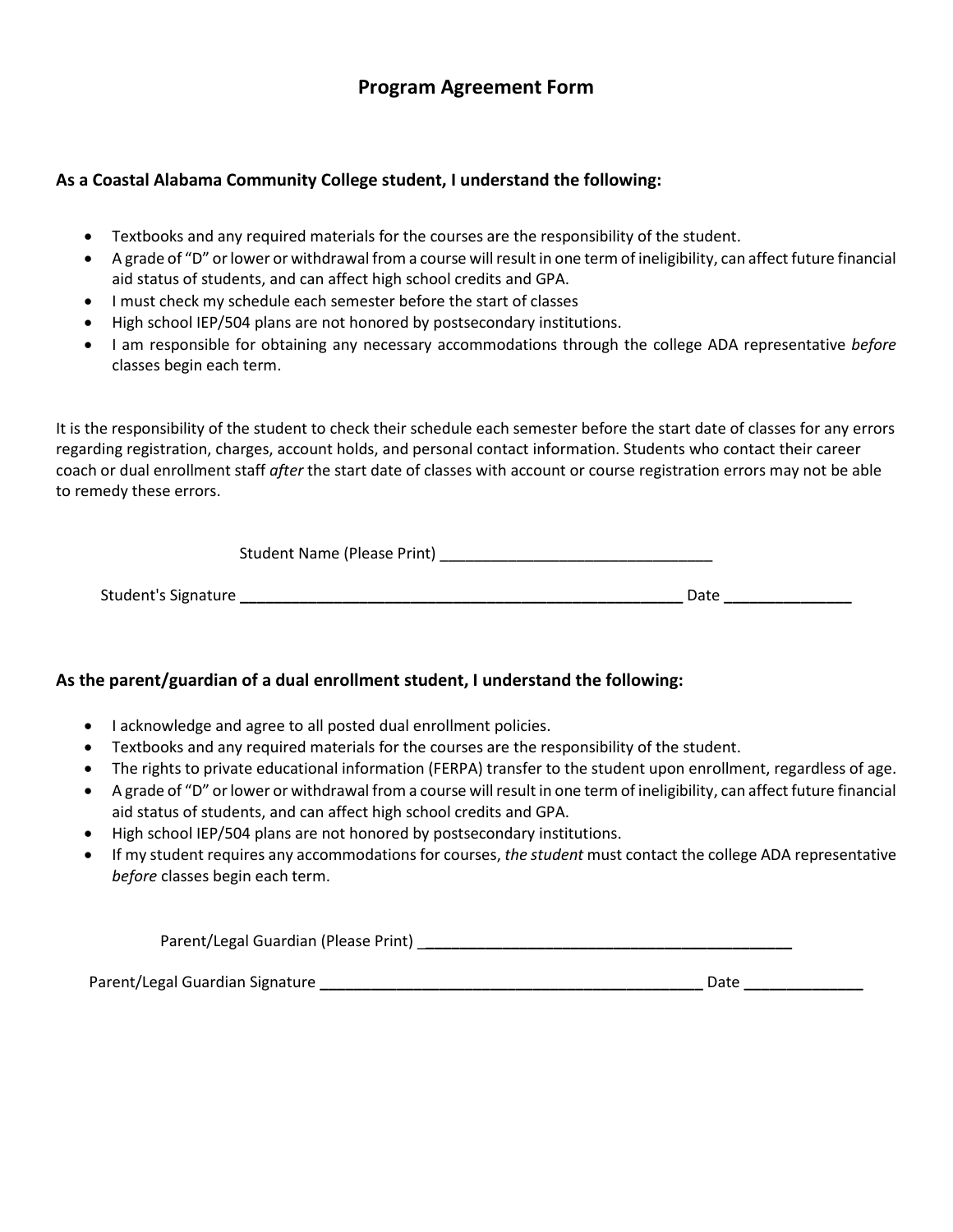# Program Agreement Form

**As a Coastal Alabama Community College student, I understand the following:**

- Textbooks and any required materials for the courses are the responsibility of the student.
- A grade of "D" or lower or withdrawal from a course will result in one term of ineligibility, can affect future financial aid status of students, and can affect high school credits and GPA.
- I must check my schedule each semester before the start of classes
- High school IEP/504 plans are not honored by postsecondary institutions.
- I am responsible for obtaining any necessary accommodations through the college ADA representative *before* classes begin each term.

It is the responsibility of the student to check their schedule each semester before the start date of classes for any errors regarding registration, charges, account holds, and personal contact information. Students who contact their career coach or dual enrollment staff *after* the start date of classes with account or course registration errors may not be able to remedy these errors.

Student Name (Please Print) ________________________________

Student's Signature ______________________________________________________ Date _______________

**As the parent/guardian of a dual enrollment student, I understand the following:**

- I acknowledge and agree to all posted dual enrollment policies.
- Textbooks and any required materials for the courses are the responsibility of the student.
- The rights to private educational information (FERPA) transfer to the student upon enrollment, regardless of age.
- A grade of "D" or lower or withdrawal from a course will result in one term of ineligibility, can affect future financial aid status of students, and can affect high school credits and GPA.
- High school IEP/504 plans are not honored by postsecondary institutions.
- If my student requires any accommodations for courses, *the student* must contact the college ADA representative *before* classes begin each term.

Parent/Legal Guardian (Please Print) _____________________________________________

Parent/Legal Guardian Signature ______________________________________________ Date ______________